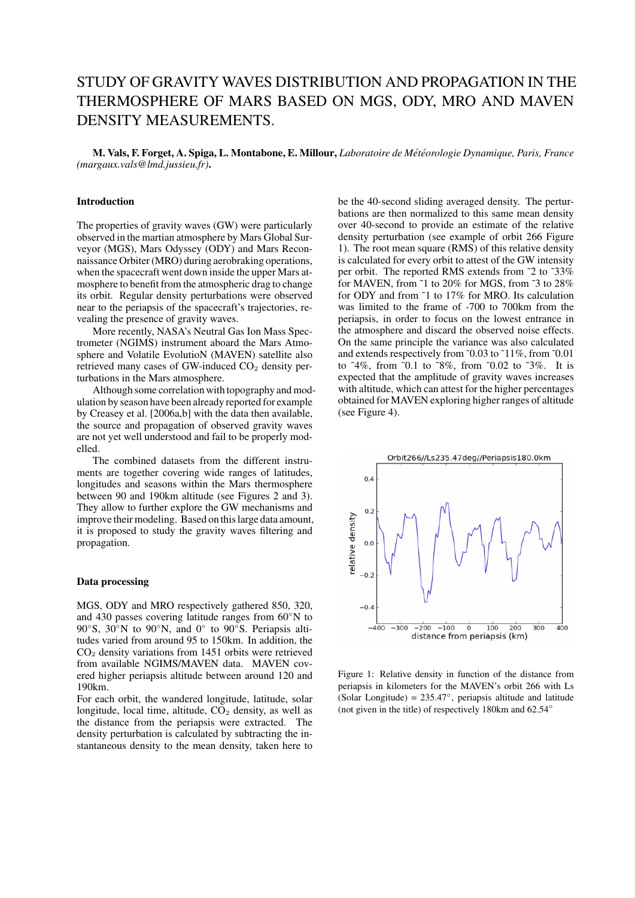# STUDY OF GRAVITY WAVES DISTRIBUTION AND PROPAGATION IN THE THERMOSPHERE OF MARS BASED ON MGS, ODY, MRO AND MAVEN DENSITY MEASUREMENTS.

**M. Vals, F. Forget, A. Spiga, L. Montabone, E. Millour,** *Laboratoire de Météorologie Dynamique, Paris, France (margaux.vals@lmd.jussieu.fr)*.

## Introduction

The properties of gravity waves (GW) were particularly observed in the martian atmosphere by Mars Global Surveyor (MGS), Mars Odyssey (ODY) and Mars Reconnaissance Orbiter (MRO) during aerobraking operations, when the spacecraft went down inside the upper Mars atmosphere to benefit from the atmospheric drag to change its orbit. Regular density perturbations were observed near to the periapsis of the spacecraft's trajectories, revealing the presence of gravity waves.

More recently, NASA's Neutral Gas Ion Mass Spectrometer (NGIMS) instrument aboard the Mars Atmosphere and Volatile EvolutioN (MAVEN) satellite also retrieved many cases of GW-induced $CO_2$ density perturbations in the Mars atmosphere.

Although some correlation with topography and modulation by season have been already reported for example by Creasey et al. [2006a,b] with the data then available, the source and propagation of observed gravity waves are not yet well understood and fail to be properly modelled.

The combined datasets from the different instruments are together covering wide ranges of latitudes, longitudes and seasons within the Mars thermosphere between 90 and 190km altitude (see Figures 2 and 3). They allow to further explore the GW mechanisms and improve their modeling. Based on this large data amount, it is proposed to study the gravity waves filtering and propagation.

## Data processing

MGS, ODY and MRO respectively gathered 850, 320, and 430 passes covering latitude ranges from 60°N to 90°S, 30°N to 90°N, and 0° to 90°S. Periapsis altitudes varied from around 95 to 150km. In addition, the $CO_2$ density variations from 1451 orbits were retrieved from available NGIMS/MAVEN data. MAVEN covered higher periapsis altitude between around 120 and 190km.

For each orbit, the wandered longitude, latitude, solar longitude, local time, altitude, $CO_2$ density, as well as the distance from the periapsis were extracted. The density perturbation is calculated by subtracting the instantaneous density to the mean density, taken here to be the 40-second sliding averaged density. The perturbations are then normalized to this same mean density over 40-second to provide an estimate of the relative density perturbation (see example of orbit 266 Figure 1). The root mean square (RMS) of this relative density is calculated for every orbit to attest of the GW intensity per orbit. The reported RMS extends from ~2 to ~33% for MAVEN, from ~1 to 20% for MGS, from ~3 to 28% for ODY and from ~1 to 17% for MRO. Its calculation was limited to the frame of -700 to 700km from the periapsis, in order to focus on the lowest entrance in the atmosphere and discard the observed noise effects. On the same principle the variance was also calculated and extends respectively from ~0.03 to ~11%, from ~0.01 to ~4%, from ~0.1 to ~8%, from ~0.02 to ~3%. It is expected that the amplitude of gravity waves increases with altitude, which can attest for the higher percentages obtained for MAVEN exploring higher ranges of altitude (see Figure 4).

Figure 1: Relative density in function of the distance from periapsis in kilometers for the MAVEN's orbit 266 with Ls (Solar Longitude) = 235.47°, periapsis altitude and latitude (not given in the title) of respectively 180km and 62.54°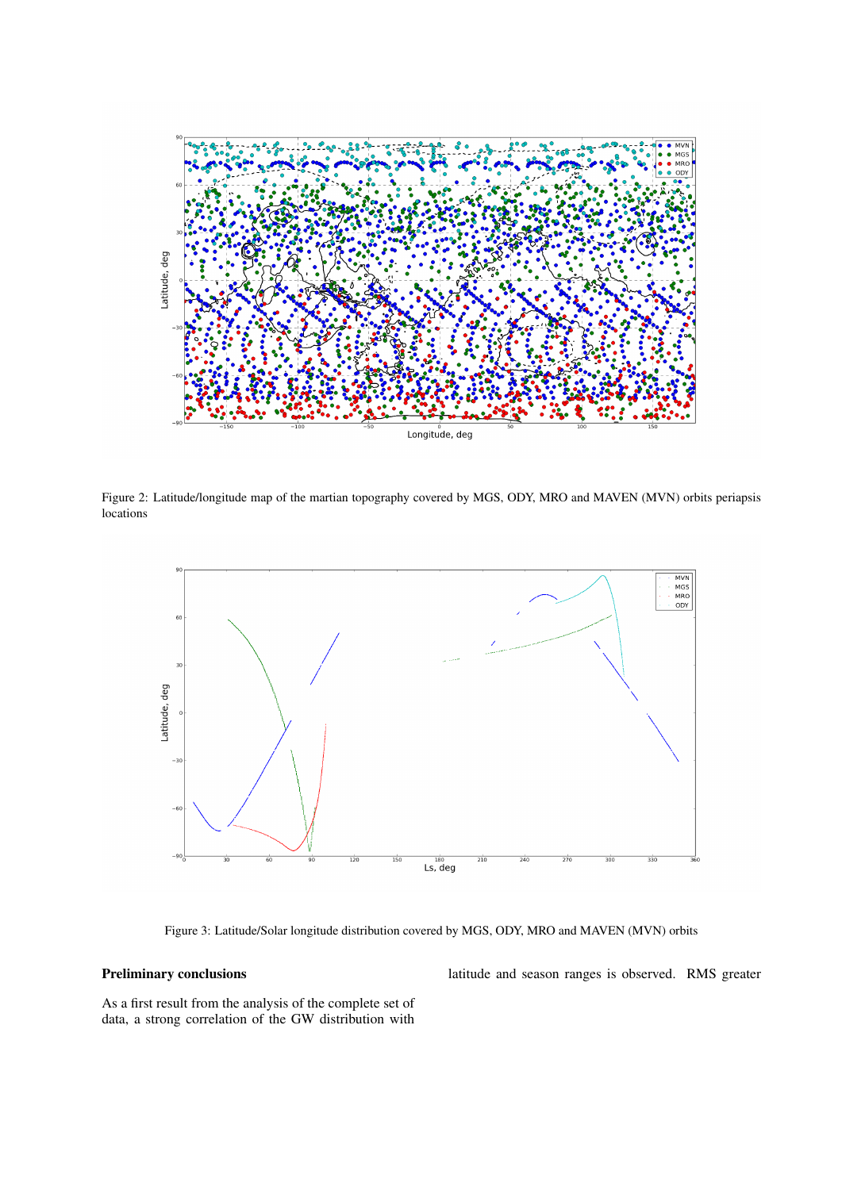Figure 2: Latitude/longitude map of the martian topography covered by MGS, ODY, MRO and MAVEN (MVN) orbits periapsis locations

Figure 3: Latitude/Solar longitude distribution covered by MGS, ODY, MRO and MAVEN (MVN) orbits

## Preliminary conclusions

As a first result from the analysis of the complete set of data, a strong correlation of the GW distribution with latitude and season ranges is observed. RMS greater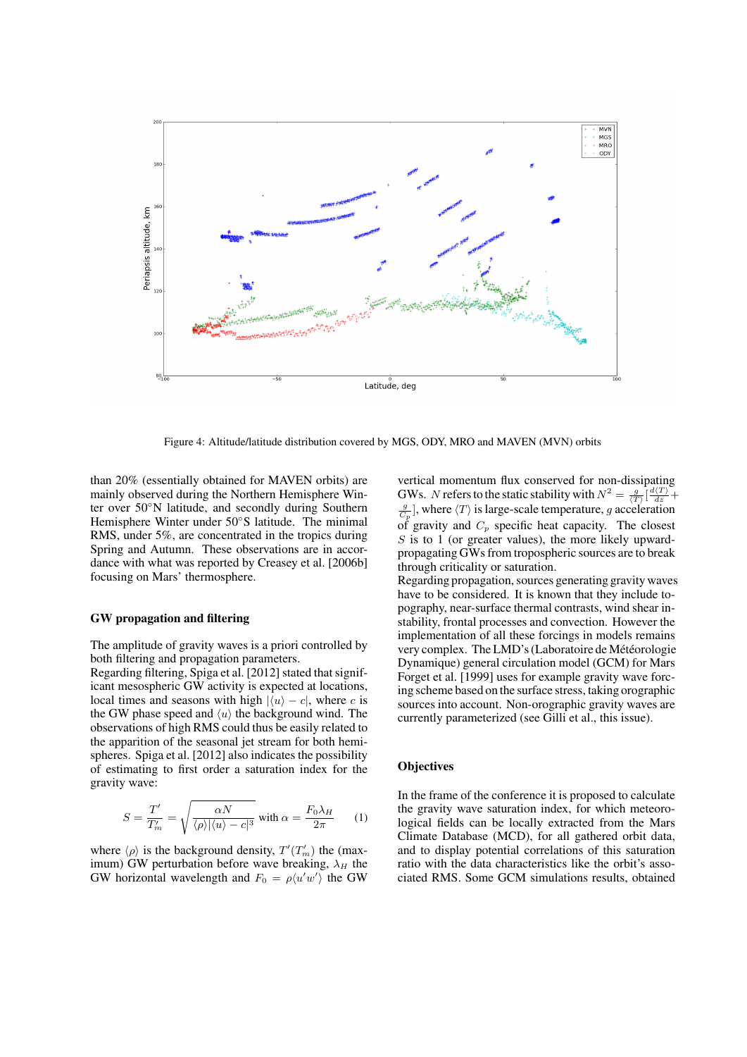Figure 4: Altitude/latitude distribution covered by MGS, ODY, MRO and MAVEN (MVN) orbits

than 20% (essentially obtained for MAVEN orbits) are mainly observed during the Northern Hemisphere Winter over 50°N latitude, and secondly during Southern Hemisphere Winter under 50°S latitude. The minimal RMS, under 5%, are concentrated in the tropics during Spring and Autumn. These observations are in accordance with what was reported by Creasey et al. [2006b] focusing on Mars' thermosphere.

### GW propagation and filtering

The amplitude of gravity waves is a priori controlled by both filtering and propagation parameters.
Regarding filtering, Spiga et al. [2012] stated that significant mesospheric GW activity is expected at locations, local times and seasons with high $|\langle u \rangle - c|$, where $c$ is the GW phase speed and $\langle u \rangle$ the background wind. The observations of high RMS could thus be easily related to the apparition of the seasonal jet stream for both hemispheres. Spiga et al. [2012] also indicates the possibility of estimating to first order a saturation index for the gravity wave:

$$S = \frac{T'}{T'_m} = \sqrt{\frac{\alpha N}{\langle \rho \rangle |\langle u \rangle - c|^3}} \text{ with } \alpha = \frac{F_0 \lambda_H}{2\pi} \quad (1)$$

where $\langle \rho \rangle$ is the background density, $T'(T'_m)$ the (maximum) GW perturbation before wave breaking, $\lambda_H$ the GW horizontal wavelength and $F_0 = \rho \langle u'w' \rangle$ the GW vertical momentum flux conserved for non-dissipating GWs. $N$ refers to the static stability with $N^2 = \frac{g}{\langle T \rangle}[\frac{d\langle T \rangle}{dz} + \frac{g}{C_p}]$, where $\langle T \rangle$ is large-scale temperature, $g$ acceleration of gravity and $C_p$ specific heat capacity. The closest $S$ is to 1 (or greater values), the more likely upward-propagating GWs from tropospheric sources are to break through criticality or saturation.
Regarding propagation, sources generating gravity waves have to be considered. It is known that they include topography, near-surface thermal contrasts, wind shear instability, frontal processes and convection. However the implementation of all these forcings in models remains very complex. The LMD's (Laboratoire de Météorologie Dynamique) general circulation model (GCM) for Mars Forget et al. [1999] uses for example gravity wave forcing scheme based on the surface stress, taking orographic sources into account. Non-orographic gravity waves are currently parameterized (see Gilli et al., this issue).

### Objectives

In the frame of the conference it is proposed to calculate the gravity wave saturation index, for which meteorological fields can be locally extracted from the Mars Climate Database (MCD), for all gathered orbit data, and to display potential correlations of this saturation ratio with the data characteristics like the orbit's associated RMS. Some GCM simulations results, obtained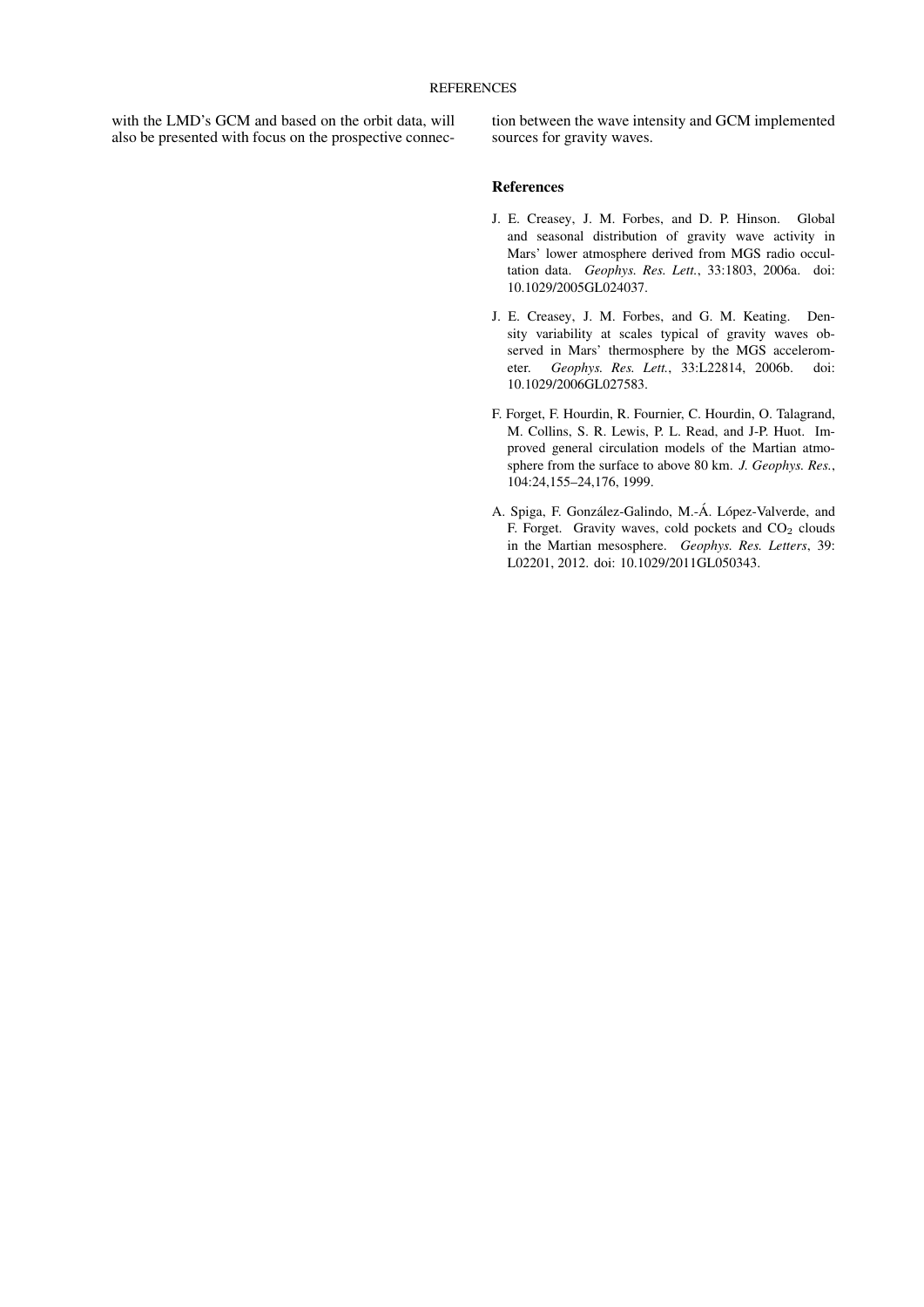with the LMD's GCM and based on the orbit data, will also be presented with focus on the prospective connection between the wave intensity and GCM implemented sources for gravity waves.

## References

J. E. Creasey, J. M. Forbes, and D. P. Hinson. Global and seasonal distribution of gravity wave activity in Mars' lower atmosphere derived from MGS radio occultation data. *Geophys. Res. Lett.*, 33:1803, 2006a. doi: 10.1029/2005GL024037.

J. E. Creasey, J. M. Forbes, and G. M. Keating. Density variability at scales typical of gravity waves observed in Mars' thermosphere by the MGS accelerometer. *Geophys. Res. Lett.*, 33:L22814, 2006b. doi: 10.1029/2006GL027583.

F. Forget, F. Hourdin, R. Fournier, C. Hourdin, O. Talagrand, M. Collins, S. R. Lewis, P. L. Read, and J-P. Huot. Improved general circulation models of the Martian atmosphere from the surface to above 80 km. *J. Geophys. Res.*, 104:24,155–24,176, 1999.

A. Spiga, F. González-Galindo, M.-Á. López-Valverde, and F. Forget. Gravity waves, cold pockets and $CO_2$ clouds in the Martian mesosphere. *Geophys. Res. Letters*, 39: L02201, 2012. doi: 10.1029/2011GL050343.